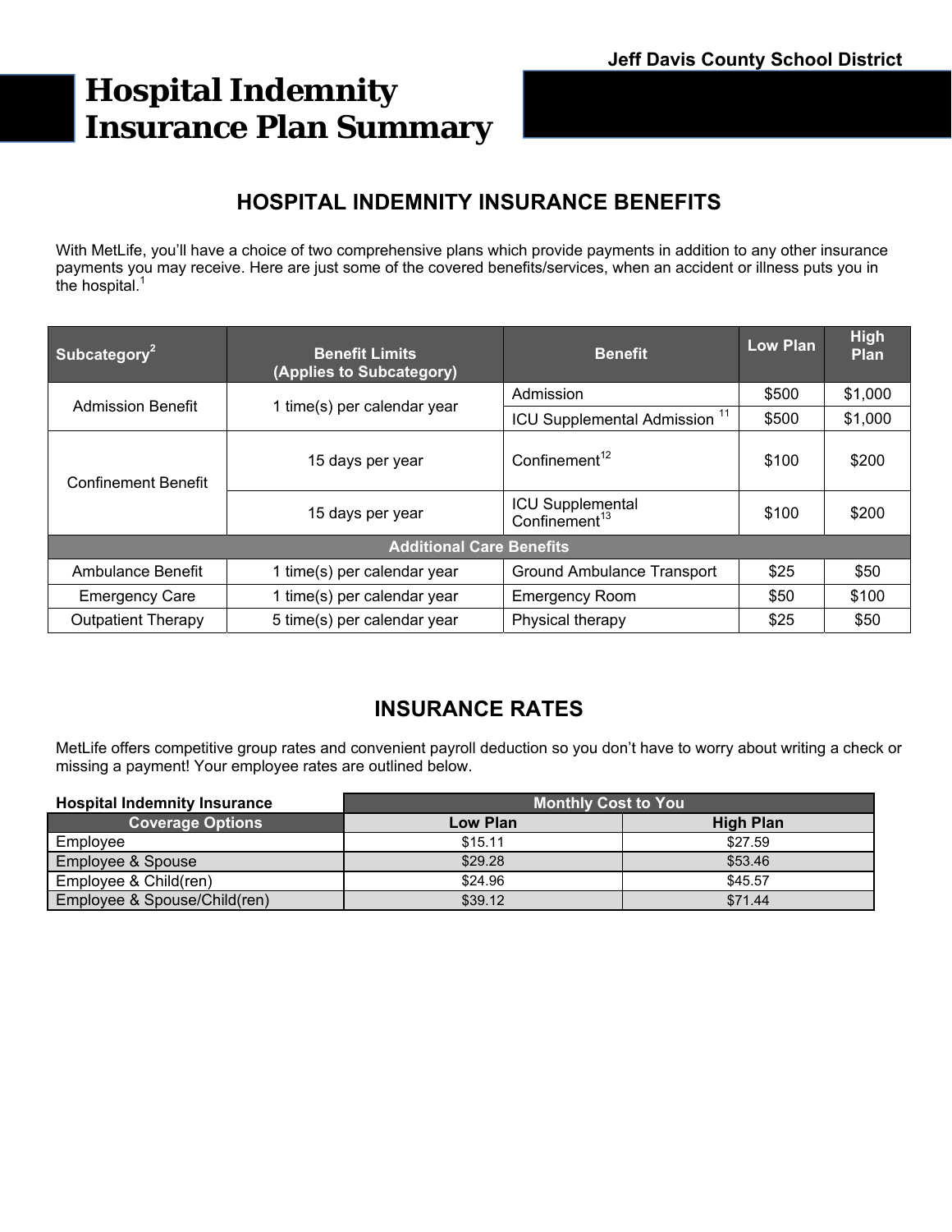Jeff Davis County School District

# Hospital Indemnity Insurance Plan Summary

## HOSPITAL INDEMNITY INSURANCE BENEFITS

With MetLife, you'll have a choice of two comprehensive plans which provide payments in addition to any other insurance payments you may receive. Here are just some of the covered benefits/services, when an accident or illness puts you in the hospital.[1]

| Subcategory[2] | Benefit Limits (Applies to Subcategory) | Benefit | Low Plan | High Plan |
|---|---|---|---|---|
| Admission Benefit | 1 time(s) per calendar year | Admission | $500 | $1,000 |
| | | ICU Supplemental Admission [11] | $500 | $1,000 |
| Confinement Benefit | 15 days per year | Confinement[12] | $100 | $200 |
| | 15 days per year | ICU Supplemental Confinement[13] | $100 | $200 |
| **Additional Care Benefits** | | | | |
| Ambulance Benefit | 1 time(s) per calendar year | Ground Ambulance Transport | $25 | $50 |
| Emergency Care | 1 time(s) per calendar year | Emergency Room | $50 | $100 |
| Outpatient Therapy | 5 time(s) per calendar year | Physical therapy | $25 | $50 |

## INSURANCE RATES

MetLife offers competitive group rates and convenient payroll deduction so you don't have to worry about writing a check or missing a payment! Your employee rates are outlined below.

| Hospital Indemnity Insurance | Monthly Cost to You | |
|---|---|---|
| **Coverage Options** | **Low Plan** | **High Plan** |
| Employee | $15.11 | $27.59 |
| Employee & Spouse | $29.28 | $53.46 |
| Employee & Child(ren) | $24.96 | $45.57 |
| Employee & Spouse/Child(ren) | $39.12 | $71.44 |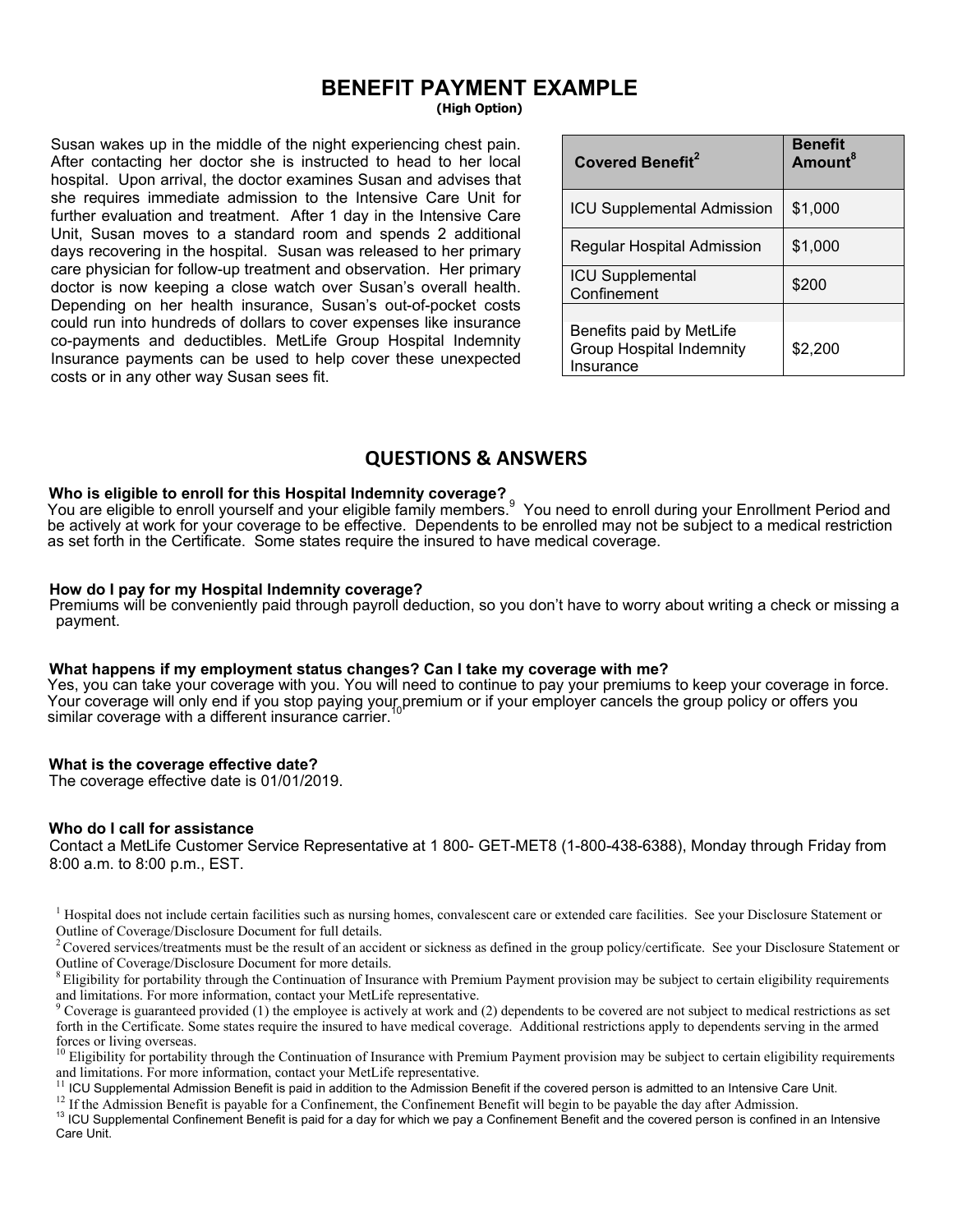# BENEFIT PAYMENT EXAMPLE

**(High Option)**

Susan wakes up in the middle of the night experiencing chest pain. After contacting her doctor she is instructed to head to her local hospital. Upon arrival, the doctor examines Susan and advises that she requires immediate admission to the Intensive Care Unit for further evaluation and treatment. After 1 day in the Intensive Care Unit, Susan moves to a standard room and spends 2 additional days recovering in the hospital. Susan was released to her primary care physician for follow-up treatment and observation. Her primary doctor is now keeping a close watch over Susan's overall health. Depending on her health insurance, Susan's out-of-pocket costs could run into hundreds of dollars to cover expenses like insurance co-payments and deductibles. MetLife Group Hospital Indemnity Insurance payments can be used to help cover these unexpected costs or in any other way Susan sees fit.

| Covered Benefit[2] | Benefit Amount[8] |
|---|---|
| ICU Supplemental Admission | $1,000 |
| Regular Hospital Admission | $1,000 |
| ICU Supplemental Confinement | $200 |
| Benefits paid by MetLife Group Hospital Indemnity Insurance | $2,200 |

## QUESTIONS & ANSWERS

**Who is eligible to enroll for this Hospital Indemnity coverage?**
You are eligible to enroll yourself and your eligible family members.[9] You need to enroll during your Enrollment Period and be actively at work for your coverage to be effective. Dependents to be enrolled may not be subject to a medical restriction as set forth in the Certificate. Some states require the insured to have medical coverage.

**How do I pay for my Hospital Indemnity coverage?**
Premiums will be conveniently paid through payroll deduction, so you don't have to worry about writing a check or missing a payment.

**What happens if my employment status changes? Can I take my coverage with me?**
Yes, you can take your coverage with you. You will need to continue to pay your premiums to keep your coverage in force. Your coverage will only end if you stop paying your premium or if your employer cancels the group policy or offers you similar coverage with a different insurance carrier.[10]

**What is the coverage effective date?**
The coverage effective date is 01/01/2019.

**Who do I call for assistance**
Contact a MetLife Customer Service Representative at 1 800- GET-MET8 (1-800-438-6388), Monday through Friday from 8:00 a.m. to 8:00 p.m., EST.

[1] Hospital does not include certain facilities such as nursing homes, convalescent care or extended care facilities. See your Disclosure Statement or Outline of Coverage/Disclosure Document for full details.

[2] Covered services/treatments must be the result of an accident or sickness as defined in the group policy/certificate. See your Disclosure Statement or Outline of Coverage/Disclosure Document for more details.

[8] Eligibility for portability through the Continuation of Insurance with Premium Payment provision may be subject to certain eligibility requirements and limitations. For more information, contact your MetLife representative.

[9] Coverage is guaranteed provided (1) the employee is actively at work and (2) dependents to be covered are not subject to medical restrictions as set forth in the Certificate. Some states require the insured to have medical coverage. Additional restrictions apply to dependents serving in the armed forces or living overseas.

[10] Eligibility for portability through the Continuation of Insurance with Premium Payment provision may be subject to certain eligibility requirements and limitations. For more information, contact your MetLife representative.

[11] ICU Supplemental Admission Benefit is paid in addition to the Admission Benefit if the covered person is admitted to an Intensive Care Unit.

[12] If the Admission Benefit is payable for a Confinement, the Confinement Benefit will begin to be payable the day after Admission.

[13] ICU Supplemental Confinement Benefit is paid for a day for which we pay a Confinement Benefit and the covered person is confined in an Intensive Care Unit.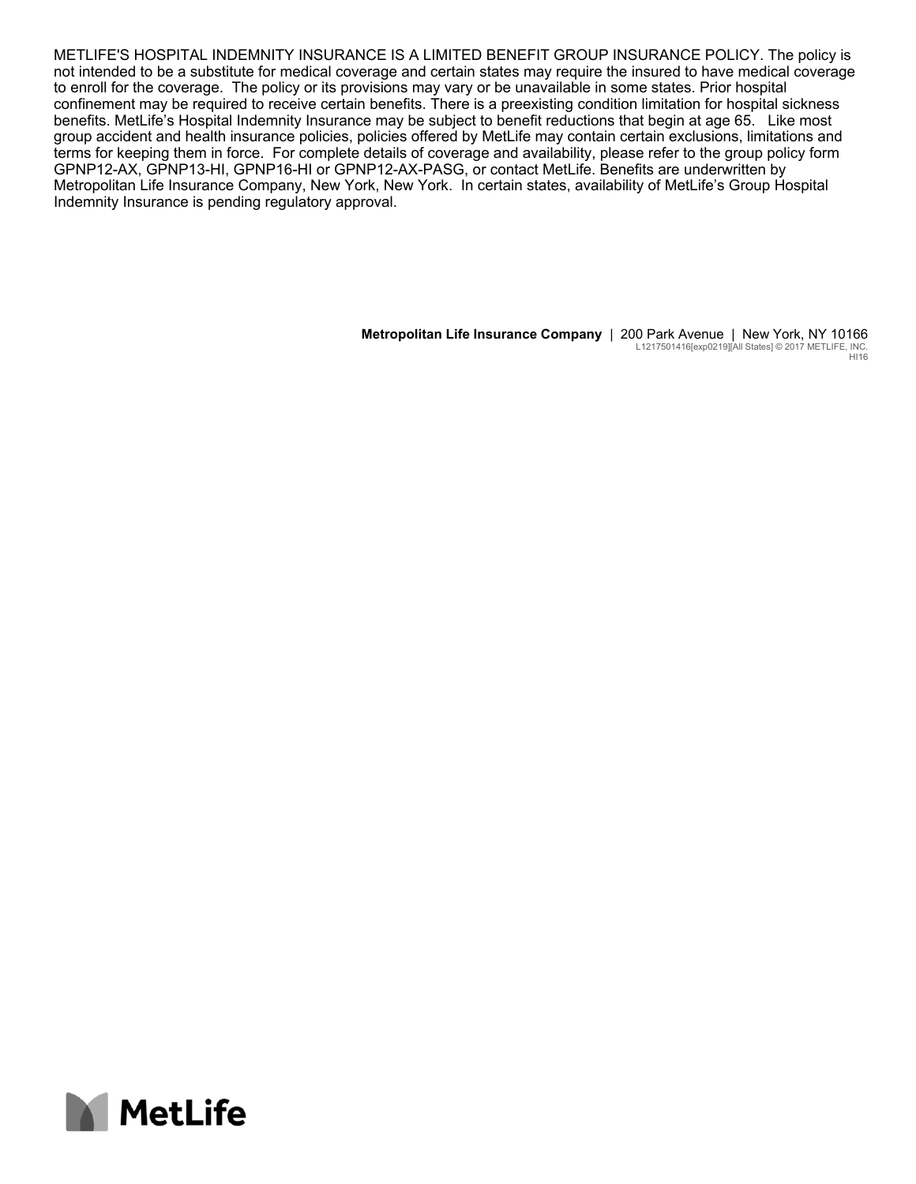METLIFE'S HOSPITAL INDEMNITY INSURANCE IS A LIMITED BENEFIT GROUP INSURANCE POLICY. The policy is not intended to be a substitute for medical coverage and certain states may require the insured to have medical coverage to enroll for the coverage. The policy or its provisions may vary or be unavailable in some states. Prior hospital confinement may be required to receive certain benefits. There is a preexisting condition limitation for hospital sickness benefits. MetLife's Hospital Indemnity Insurance may be subject to benefit reductions that begin at age 65. Like most group accident and health insurance policies, policies offered by MetLife may contain certain exclusions, limitations and terms for keeping them in force. For complete details of coverage and availability, please refer to the group policy form GPNP12-AX, GPNP13-HI, GPNP16-HI or GPNP12-AX-PASG, or contact MetLife. Benefits are underwritten by Metropolitan Life Insurance Company, New York, New York. In certain states, availability of MetLife's Group Hospital Indemnity Insurance is pending regulatory approval.

**Metropolitan Life Insurance Company** | 200 Park Avenue | New York, NY 10166

L1217501416[exp0219][All States] © 2017 METLIFE, INC.

HI16

MetLife